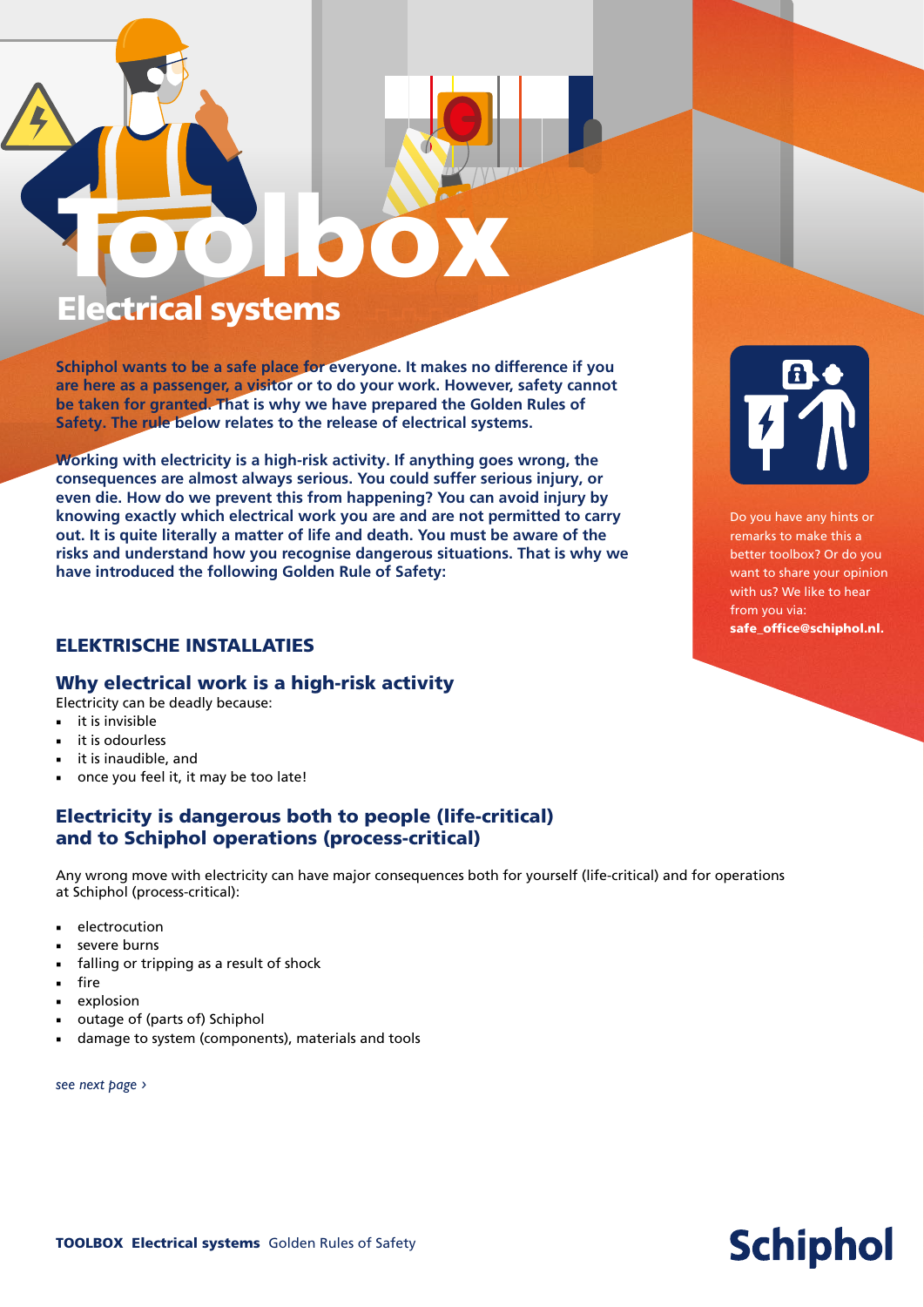# Toolbox

## Electrical systems

**Schiphol wants to be a safe place for everyone. It makes no difference if you are here as a passenger, a visitor or to do your work. However, safety cannot be taken for granted. That is why we have prepared the Golden Rules of Safety. The rule below relates to the release of electrical systems.**

**Working with electricity is a high-risk activity. If anything goes wrong, the consequences are almost always serious. You could suffer serious injury, or even die. How do we prevent this from happening? You can avoid injury by knowing exactly which electrical work you are and are not permitted to carry out. It is quite literally a matter of life and death. You must be aware of the risks and understand how you recognise dangerous situations. That is why we have introduced the following Golden Rule of Safety:**

Do you have any hints or remarks to make this a better toolbox? Or do you want to share your opinion with us? We like to hear from you via: **safe_office@schiphol.nl.**

### ELEKTRISCHE INSTALLATIES

### Why electrical work is a high-risk activity

Electricity can be deadly because:

- it is invisible
- it is odourless
- it is inaudible, and
- once you feel it, it may be too late!

### Electricity is dangerous both to people (life-critical) and to Schiphol operations (process-critical)

Any wrong move with electricity can have major consequences both for yourself (life-critical) and for operations at Schiphol (process-critical):

- electrocution
- severe burns
- falling or tripping as a result of shock
- fire
- explosion
- outage of (parts of) Schiphol
- damage to system (components), materials and tools

*see next page ›*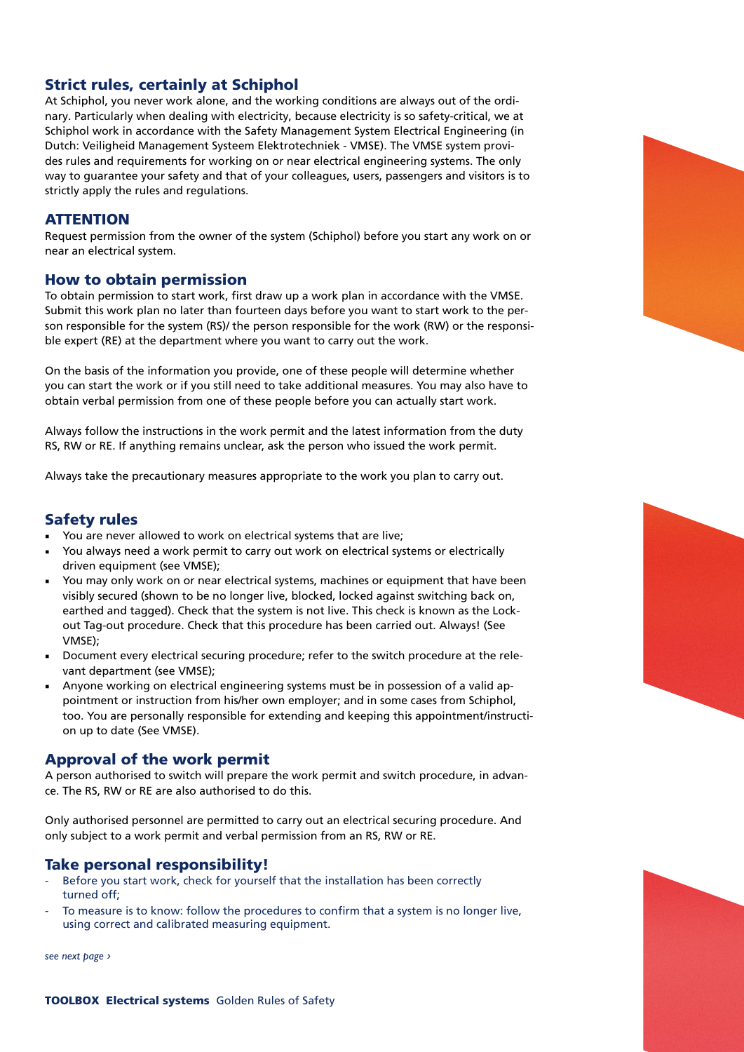## Strict rules, certainly at Schiphol

At Schiphol, you never work alone, and the working conditions are always out of the ordinary. Particularly when dealing with electricity, because electricity is so safety-critical, we at Schiphol work in accordance with the Safety Management System Electrical Engineering (in Dutch: Veiligheid Management Systeem Elektrotechniek - VMSE). The VMSE system provides rules and requirements for working on or near electrical engineering systems. The only way to guarantee your safety and that of your colleagues, users, passengers and visitors is to strictly apply the rules and regulations.

## ATTENTION

Request permission from the owner of the system (Schiphol) before you start any work on or near an electrical system.

## How to obtain permission

To obtain permission to start work, first draw up a work plan in accordance with the VMSE. Submit this work plan no later than fourteen days before you want to start work to the person responsible for the system (RS)/ the person responsible for the work (RW) or the responsible expert (RE) at the department where you want to carry out the work.

On the basis of the information you provide, one of these people will determine whether you can start the work or if you still need to take additional measures. You may also have to obtain verbal permission from one of these people before you can actually start work.

Always follow the instructions in the work permit and the latest information from the duty RS, RW or RE. If anything remains unclear, ask the person who issued the work permit.

Always take the precautionary measures appropriate to the work you plan to carry out.

## Safety rules

- You are never allowed to work on electrical systems that are live;
- You always need a work permit to carry out work on electrical systems or electrically driven equipment (see VMSE);
- You may only work on or near electrical systems, machines or equipment that have been visibly secured (shown to be no longer live, blocked, locked against switching back on, earthed and tagged). Check that the system is not live. This check is known as the Lock-out Tag-out procedure. Check that this procedure has been carried out. Always! (See VMSE);
- Document every electrical securing procedure; refer to the switch procedure at the relevant department (see VMSE);
- Anyone working on electrical engineering systems must be in possession of a valid appointment or instruction from his/her own employer; and in some cases from Schiphol, too. You are personally responsible for extending and keeping this appointment/instruction up to date (See VMSE).

## Approval of the work permit

A person authorised to switch will prepare the work permit and switch procedure, in advance. The RS, RW or RE are also authorised to do this.

Only authorised personnel are permitted to carry out an electrical securing procedure. And only subject to a work permit and verbal permission from an RS, RW or RE.

## Take personal responsibility!

- Before you start work, check for yourself that the installation has been correctly turned off;
- To measure is to know: follow the procedures to confirm that a system is no longer live, using correct and calibrated measuring equipment.

*see next page ›*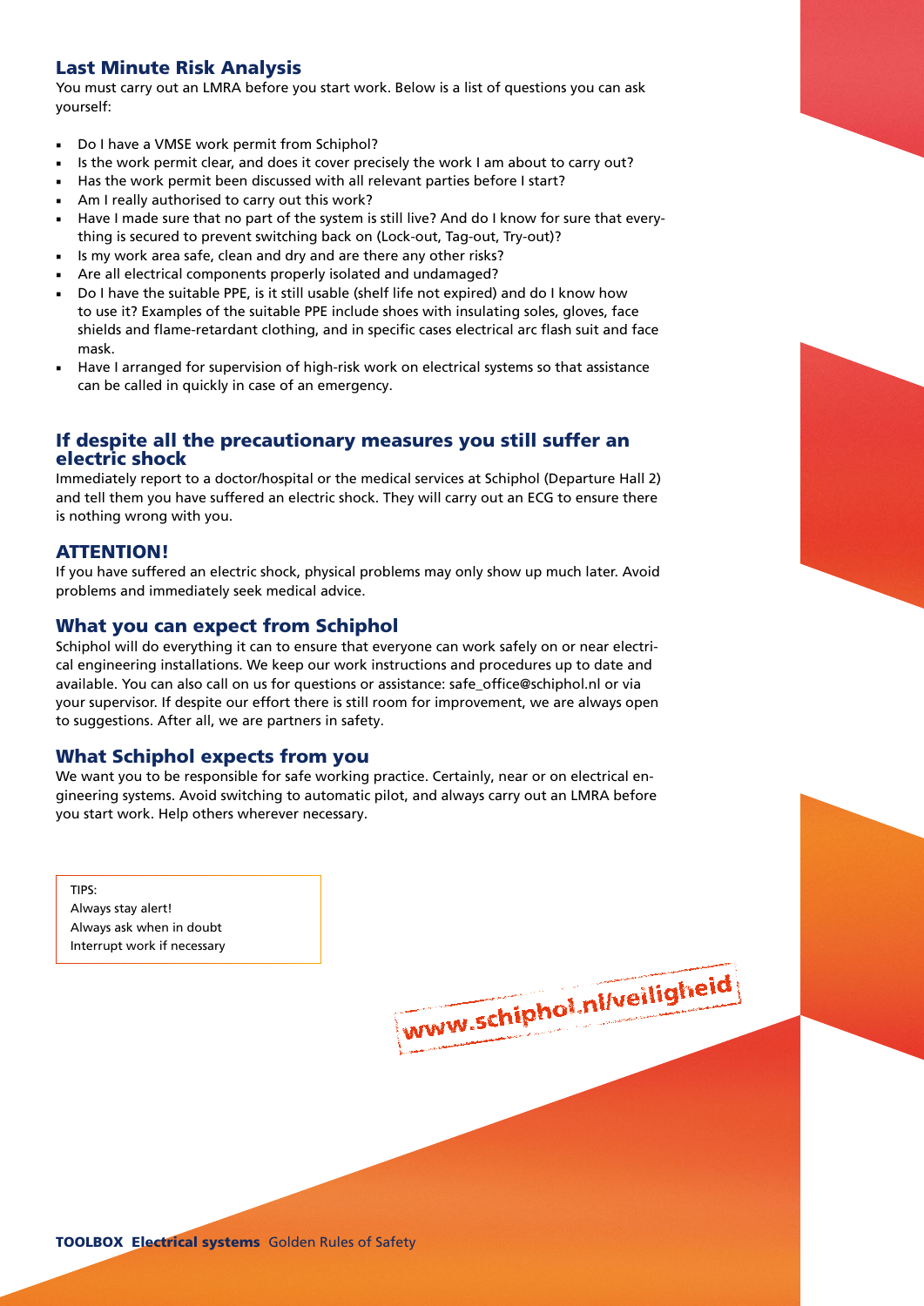## Last Minute Risk Analysis

You must carry out an LMRA before you start work. Below is a list of questions you can ask yourself:

- Do I have a VMSE work permit from Schiphol?
- Is the work permit clear, and does it cover precisely the work I am about to carry out?
- Has the work permit been discussed with all relevant parties before I start?
- Am I really authorised to carry out this work?
- Have I made sure that no part of the system is still live? And do I know for sure that everything is secured to prevent switching back on (Lock-out, Tag-out, Try-out)?
- Is my work area safe, clean and dry and are there any other risks?
- Are all electrical components properly isolated and undamaged?
- Do I have the suitable PPE, is it still usable (shelf life not expired) and do I know how to use it? Examples of the suitable PPE include shoes with insulating soles, gloves, face shields and flame-retardant clothing, and in specific cases electrical arc flash suit and face mask.
- Have I arranged for supervision of high-risk work on electrical systems so that assistance can be called in quickly in case of an emergency.

## If despite all the precautionary measures you still suffer an electric shock

Immediately report to a doctor/hospital or the medical services at Schiphol (Departure Hall 2) and tell them you have suffered an electric shock. They will carry out an ECG to ensure there is nothing wrong with you.

## ATTENTION!

If you have suffered an electric shock, physical problems may only show up much later. Avoid problems and immediately seek medical advice.

## What you can expect from Schiphol

Schiphol will do everything it can to ensure that everyone can work safely on or near electrical engineering installations. We keep our work instructions and procedures up to date and available. You can also call on us for questions or assistance: safe_office@schiphol.nl or via your supervisor. If despite our effort there is still room for improvement, we are always open to suggestions. After all, we are partners in safety.

## What Schiphol expects from you

We want you to be responsible for safe working practice. Certainly, near or on electrical engineering systems. Avoid switching to automatic pilot, and always carry out an LMRA before you start work. Help others wherever necessary.

TIPS:
Always stay alert!
Always ask when in doubt
Interrupt work if necessary

www.schiphol.nl/veiligheid

**TOOLBOX** **Electrical systems** Golden Rules of Safety